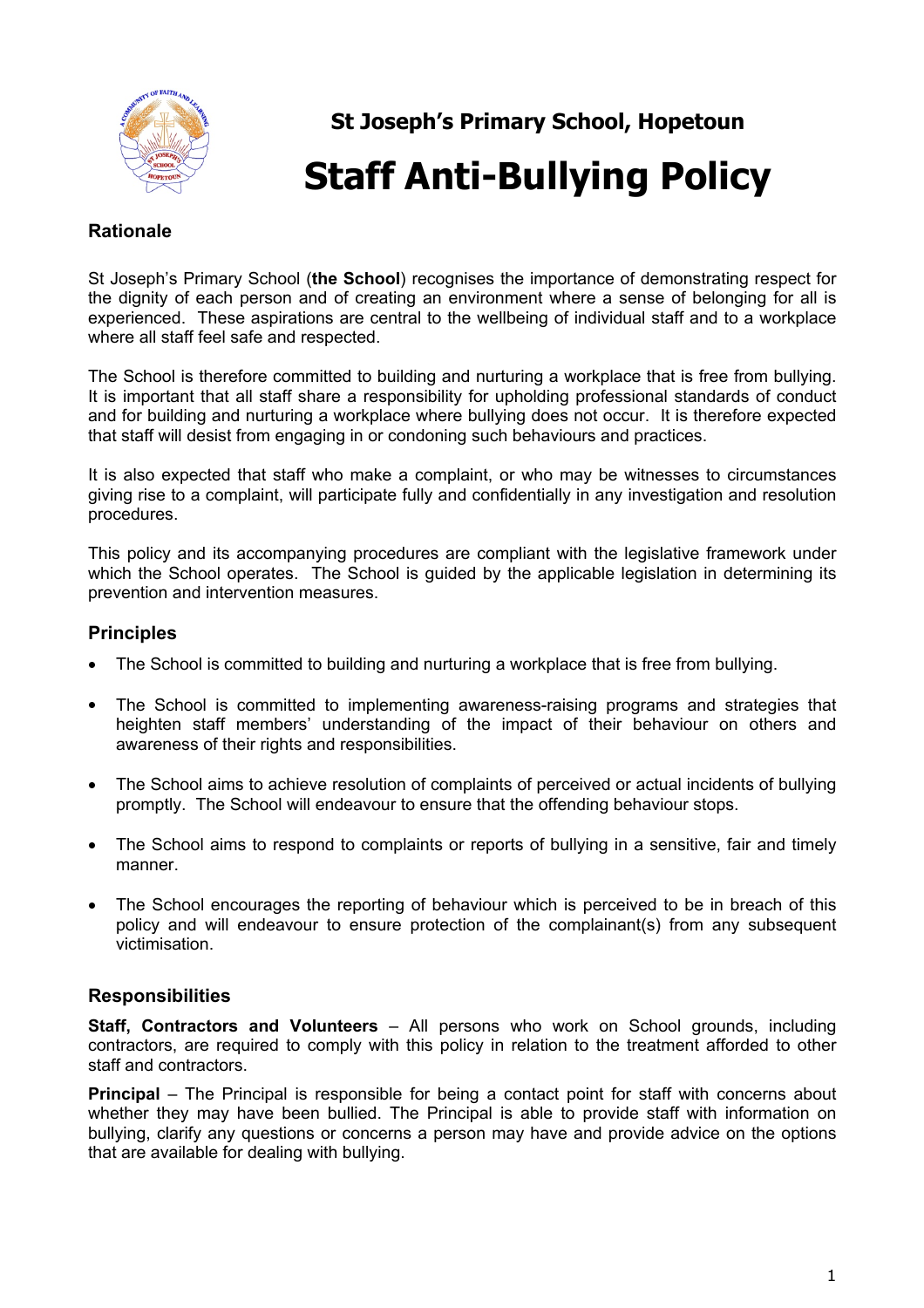**St Joseph's Primary School, Hopetoun**

# Staff Anti-Bullying Policy

## Rationale

St Joseph's Primary School (**the School**) recognises the importance of demonstrating respect for the dignity of each person and of creating an environment where a sense of belonging for all is experienced. These aspirations are central to the wellbeing of individual staff and to a workplace where all staff feel safe and respected.

The School is therefore committed to building and nurturing a workplace that is free from bullying. It is important that all staff share a responsibility for upholding professional standards of conduct and for building and nurturing a workplace where bullying does not occur. It is therefore expected that staff will desist from engaging in or condoning such behaviours and practices.

It is also expected that staff who make a complaint, or who may be witnesses to circumstances giving rise to a complaint, will participate fully and confidentially in any investigation and resolution procedures.

This policy and its accompanying procedures are compliant with the legislative framework under which the School operates. The School is guided by the applicable legislation in determining its prevention and intervention measures.

## Principles

- The School is committed to building and nurturing a workplace that is free from bullying.
- The School is committed to implementing awareness-raising programs and strategies that heighten staff members' understanding of the impact of their behaviour on others and awareness of their rights and responsibilities.
- The School aims to achieve resolution of complaints of perceived or actual incidents of bullying promptly. The School will endeavour to ensure that the offending behaviour stops.
- The School aims to respond to complaints or reports of bullying in a sensitive, fair and timely manner.
- The School encourages the reporting of behaviour which is perceived to be in breach of this policy and will endeavour to ensure protection of the complainant(s) from any subsequent victimisation.

## Responsibilities

**Staff, Contractors and Volunteers** – All persons who work on School grounds, including contractors, are required to comply with this policy in relation to the treatment afforded to other staff and contractors.

**Principal** – The Principal is responsible for being a contact point for staff with concerns about whether they may have been bullied. The Principal is able to provide staff with information on bullying, clarify any questions or concerns a person may have and provide advice on the options that are available for dealing with bullying.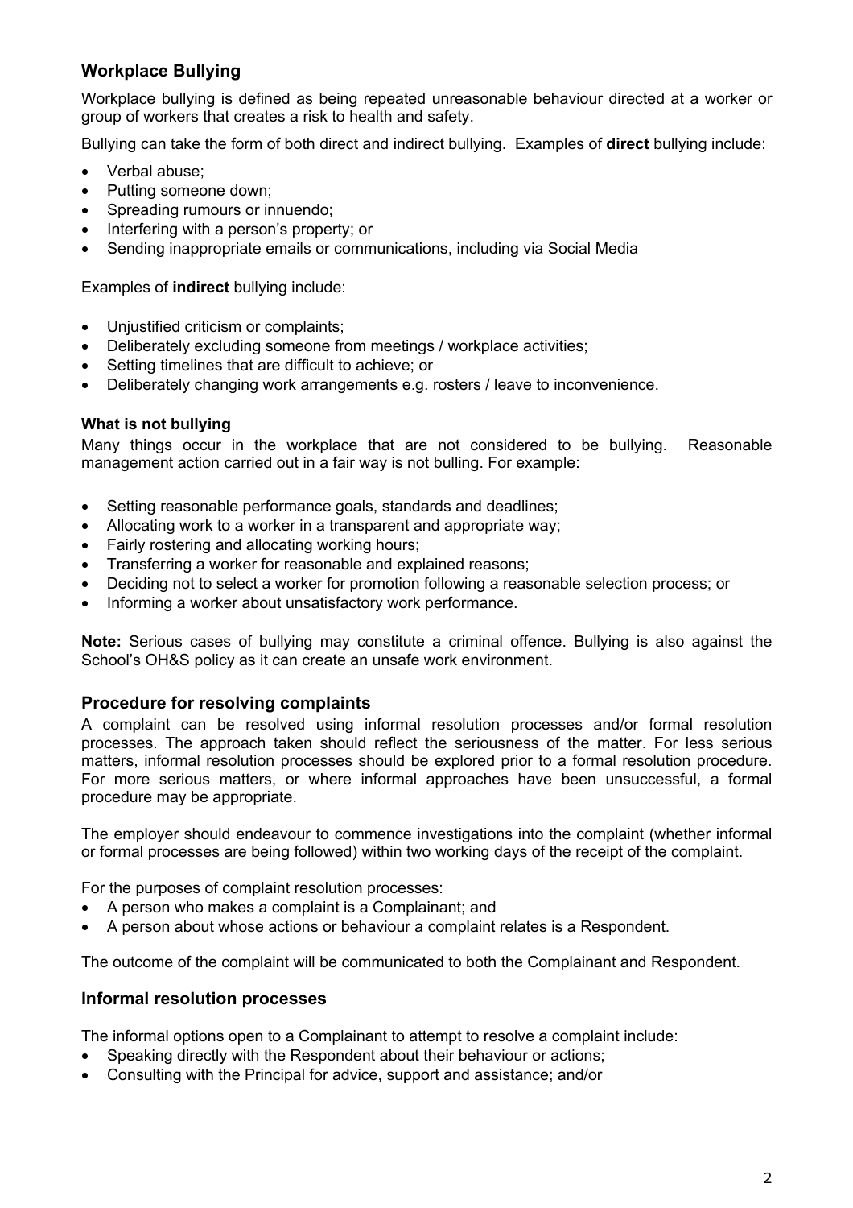## Workplace Bullying

Workplace bullying is defined as being repeated unreasonable behaviour directed at a worker or group of workers that creates a risk to health and safety.

Bullying can take the form of both direct and indirect bullying. Examples of **direct** bullying include:

- Verbal abuse;
- Putting someone down;
- Spreading rumours or innuendo;
- Interfering with a person's property; or
- Sending inappropriate emails or communications, including via Social Media

Examples of **indirect** bullying include:

- Unjustified criticism or complaints;
- Deliberately excluding someone from meetings / workplace activities;
- Setting timelines that are difficult to achieve; or
- Deliberately changing work arrangements e.g. rosters / leave to inconvenience.

### What is not bullying

Many things occur in the workplace that are not considered to be bullying. Reasonable management action carried out in a fair way is not bulling. For example:

- Setting reasonable performance goals, standards and deadlines;
- Allocating work to a worker in a transparent and appropriate way;
- Fairly rostering and allocating working hours;
- Transferring a worker for reasonable and explained reasons;
- Deciding not to select a worker for promotion following a reasonable selection process; or
- Informing a worker about unsatisfactory work performance.

**Note:** Serious cases of bullying may constitute a criminal offence. Bullying is also against the School's OH&S policy as it can create an unsafe work environment.

## Procedure for resolving complaints

A complaint can be resolved using informal resolution processes and/or formal resolution processes. The approach taken should reflect the seriousness of the matter. For less serious matters, informal resolution processes should be explored prior to a formal resolution procedure. For more serious matters, or where informal approaches have been unsuccessful, a formal procedure may be appropriate.

The employer should endeavour to commence investigations into the complaint (whether informal or formal processes are being followed) within two working days of the receipt of the complaint.

For the purposes of complaint resolution processes:

- A person who makes a complaint is a Complainant; and
- A person about whose actions or behaviour a complaint relates is a Respondent.

The outcome of the complaint will be communicated to both the Complainant and Respondent.

## Informal resolution processes

The informal options open to a Complainant to attempt to resolve a complaint include:

- Speaking directly with the Respondent about their behaviour or actions;
- Consulting with the Principal for advice, support and assistance; and/or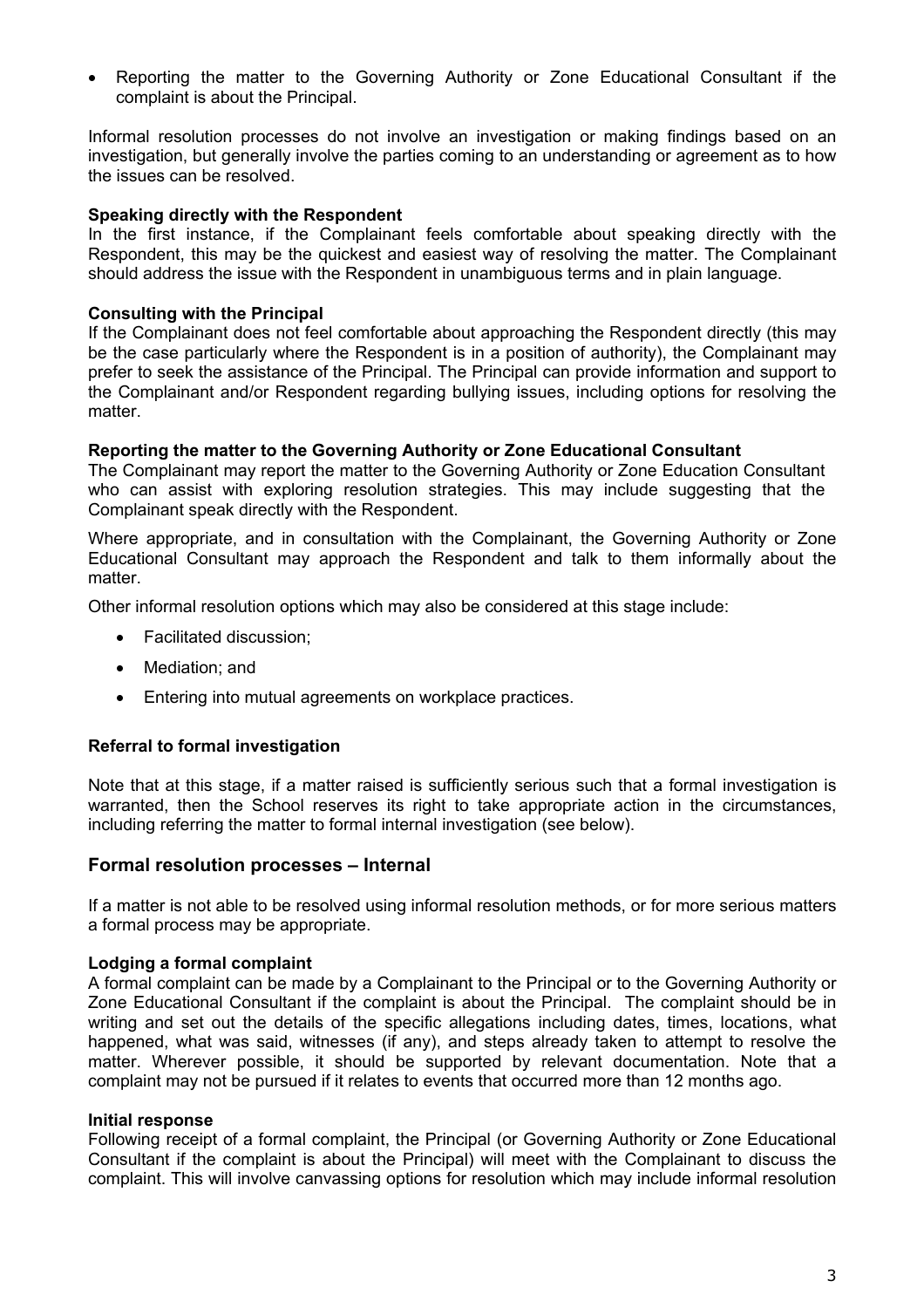- Reporting the matter to the Governing Authority or Zone Educational Consultant if the complaint is about the Principal.

Informal resolution processes do not involve an investigation or making findings based on an investigation, but generally involve the parties coming to an understanding or agreement as to how the issues can be resolved.

**Speaking directly with the Respondent**
In the first instance, if the Complainant feels comfortable about speaking directly with the Respondent, this may be the quickest and easiest way of resolving the matter. The Complainant should address the issue with the Respondent in unambiguous terms and in plain language.

**Consulting with the Principal**
If the Complainant does not feel comfortable about approaching the Respondent directly (this may be the case particularly where the Respondent is in a position of authority), the Complainant may prefer to seek the assistance of the Principal. The Principal can provide information and support to the Complainant and/or Respondent regarding bullying issues, including options for resolving the matter.

**Reporting the matter to the Governing Authority or Zone Educational Consultant**
The Complainant may report the matter to the Governing Authority or Zone Education Consultant who can assist with exploring resolution strategies. This may include suggesting that the Complainant speak directly with the Respondent.

Where appropriate, and in consultation with the Complainant, the Governing Authority or Zone Educational Consultant may approach the Respondent and talk to them informally about the matter.

Other informal resolution options which may also be considered at this stage include:

- Facilitated discussion;
- Mediation; and
- Entering into mutual agreements on workplace practices.

**Referral to formal investigation**

Note that at this stage, if a matter raised is sufficiently serious such that a formal investigation is warranted, then the School reserves its right to take appropriate action in the circumstances, including referring the matter to formal internal investigation (see below).

## Formal resolution processes – Internal

If a matter is not able to be resolved using informal resolution methods, or for more serious matters a formal process may be appropriate.

**Lodging a formal complaint**
A formal complaint can be made by a Complainant to the Principal or to the Governing Authority or Zone Educational Consultant if the complaint is about the Principal. The complaint should be in writing and set out the details of the specific allegations including dates, times, locations, what happened, what was said, witnesses (if any), and steps already taken to attempt to resolve the matter. Wherever possible, it should be supported by relevant documentation. Note that a complaint may not be pursued if it relates to events that occurred more than 12 months ago.

**Initial response**
Following receipt of a formal complaint, the Principal (or Governing Authority or Zone Educational Consultant if the complaint is about the Principal) will meet with the Complainant to discuss the complaint. This will involve canvassing options for resolution which may include informal resolution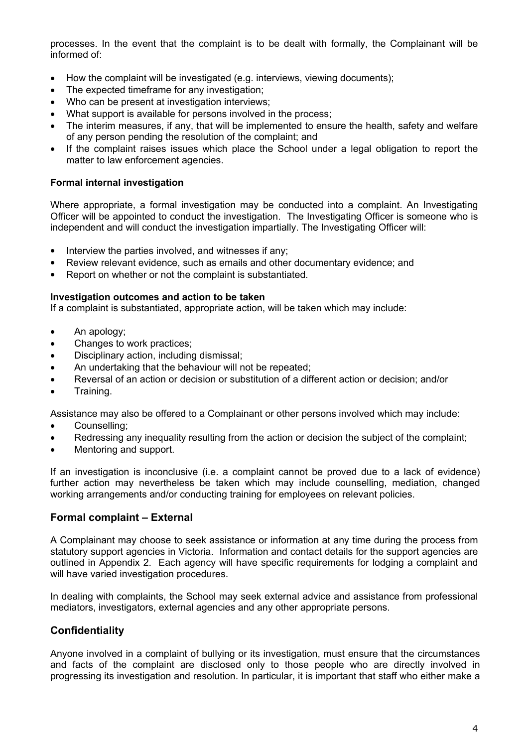processes. In the event that the complaint is to be dealt with formally, the Complainant will be informed of:

- How the complaint will be investigated (e.g. interviews, viewing documents);
- The expected timeframe for any investigation;
- Who can be present at investigation interviews;
- What support is available for persons involved in the process;
- The interim measures, if any, that will be implemented to ensure the health, safety and welfare of any person pending the resolution of the complaint; and
- If the complaint raises issues which place the School under a legal obligation to report the matter to law enforcement agencies.

**Formal internal investigation**

Where appropriate, a formal investigation may be conducted into a complaint. An Investigating Officer will be appointed to conduct the investigation. The Investigating Officer is someone who is independent and will conduct the investigation impartially. The Investigating Officer will:

- Interview the parties involved, and witnesses if any;
- Review relevant evidence, such as emails and other documentary evidence; and
- Report on whether or not the complaint is substantiated.

**Investigation outcomes and action to be taken**

If a complaint is substantiated, appropriate action, will be taken which may include:

- An apology;
- Changes to work practices;
- Disciplinary action, including dismissal;
- An undertaking that the behaviour will not be repeated;
- Reversal of an action or decision or substitution of a different action or decision; and/or
- Training.

Assistance may also be offered to a Complainant or other persons involved which may include:

- Counselling;
- Redressing any inequality resulting from the action or decision the subject of the complaint;
- Mentoring and support.

If an investigation is inconclusive (i.e. a complaint cannot be proved due to a lack of evidence) further action may nevertheless be taken which may include counselling, mediation, changed working arrangements and/or conducting training for employees on relevant policies.

## Formal complaint – External

A Complainant may choose to seek assistance or information at any time during the process from statutory support agencies in Victoria. Information and contact details for the support agencies are outlined in Appendix 2. Each agency will have specific requirements for lodging a complaint and will have varied investigation procedures.

In dealing with complaints, the School may seek external advice and assistance from professional mediators, investigators, external agencies and any other appropriate persons.

## Confidentiality

Anyone involved in a complaint of bullying or its investigation, must ensure that the circumstances and facts of the complaint are disclosed only to those people who are directly involved in progressing its investigation and resolution. In particular, it is important that staff who either make a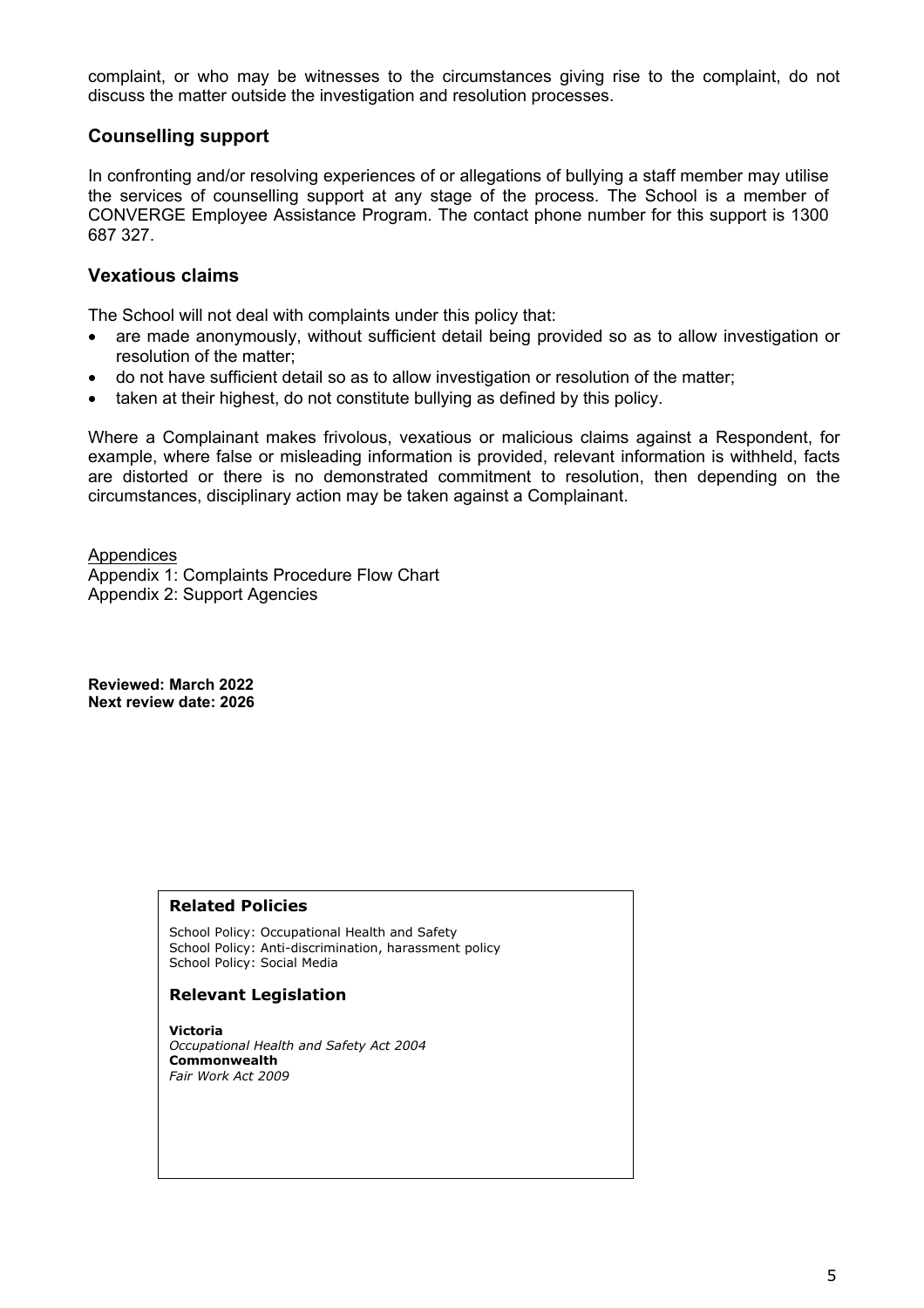complaint, or who may be witnesses to the circumstances giving rise to the complaint, do not discuss the matter outside the investigation and resolution processes.

## Counselling support

In confronting and/or resolving experiences of or allegations of bullying a staff member may utilise the services of counselling support at any stage of the process. The School is a member of CONVERGE Employee Assistance Program. The contact phone number for this support is 1300 687 327.

## Vexatious claims

The School will not deal with complaints under this policy that:

- are made anonymously, without sufficient detail being provided so as to allow investigation or resolution of the matter;
- do not have sufficient detail so as to allow investigation or resolution of the matter;
- taken at their highest, do not constitute bullying as defined by this policy.

Where a Complainant makes frivolous, vexatious or malicious claims against a Respondent, for example, where false or misleading information is provided, relevant information is withheld, facts are distorted or there is no demonstrated commitment to resolution, then depending on the circumstances, disciplinary action may be taken against a Complainant.

Appendices
Appendix 1: Complaints Procedure Flow Chart
Appendix 2: Support Agencies

**Reviewed: March 2022**
**Next review date: 2026**

### Related Policies

School Policy: Occupational Health and Safety
School Policy: Anti-discrimination, harassment policy
School Policy: Social Media

### Relevant Legislation

**Victoria**
*Occupational Health and Safety Act 2004*
**Commonwealth**
*Fair Work Act 2009*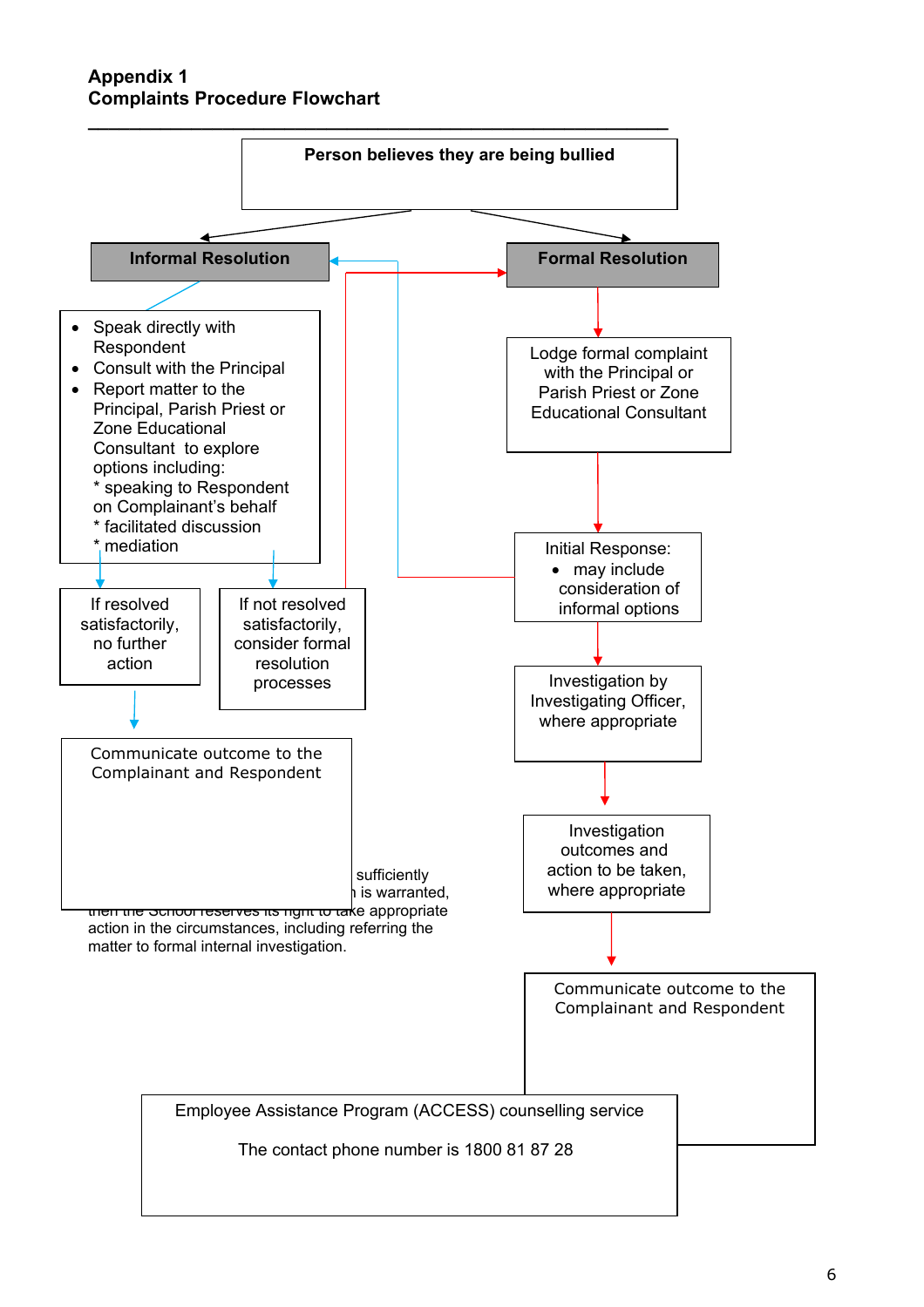**Appendix 1**
**Complaints Procedure Flowchart**

---

**Person believes they are being bullied**

**Informal Resolution**

- Speak directly with Respondent
- Consult with the Principal
- Report matter to the Principal, Parish Priest or Zone Educational Consultant to explore options including:
  * speaking to Respondent on Complainant's behalf
  * facilitated discussion
  * mediation

If resolved satisfactorily, no further action

If not resolved satisfactorily, consider formal resolution processes

Communicate outcome to the Complainant and Respondent

sufficiently
is warranted,
then the School reserves its right to take appropriate action in the circumstances, including referring the matter to formal internal investigation.

**Formal Resolution**

Lodge formal complaint with the Principal or Parish Priest or Zone Educational Consultant

Initial Response:
- may include consideration of informal options

Investigation by Investigating Officer, where appropriate

Investigation outcomes and action to be taken, where appropriate

Communicate outcome to the Complainant and Respondent

Employee Assistance Program (ACCESS) counselling service

The contact phone number is 1800 81 87 28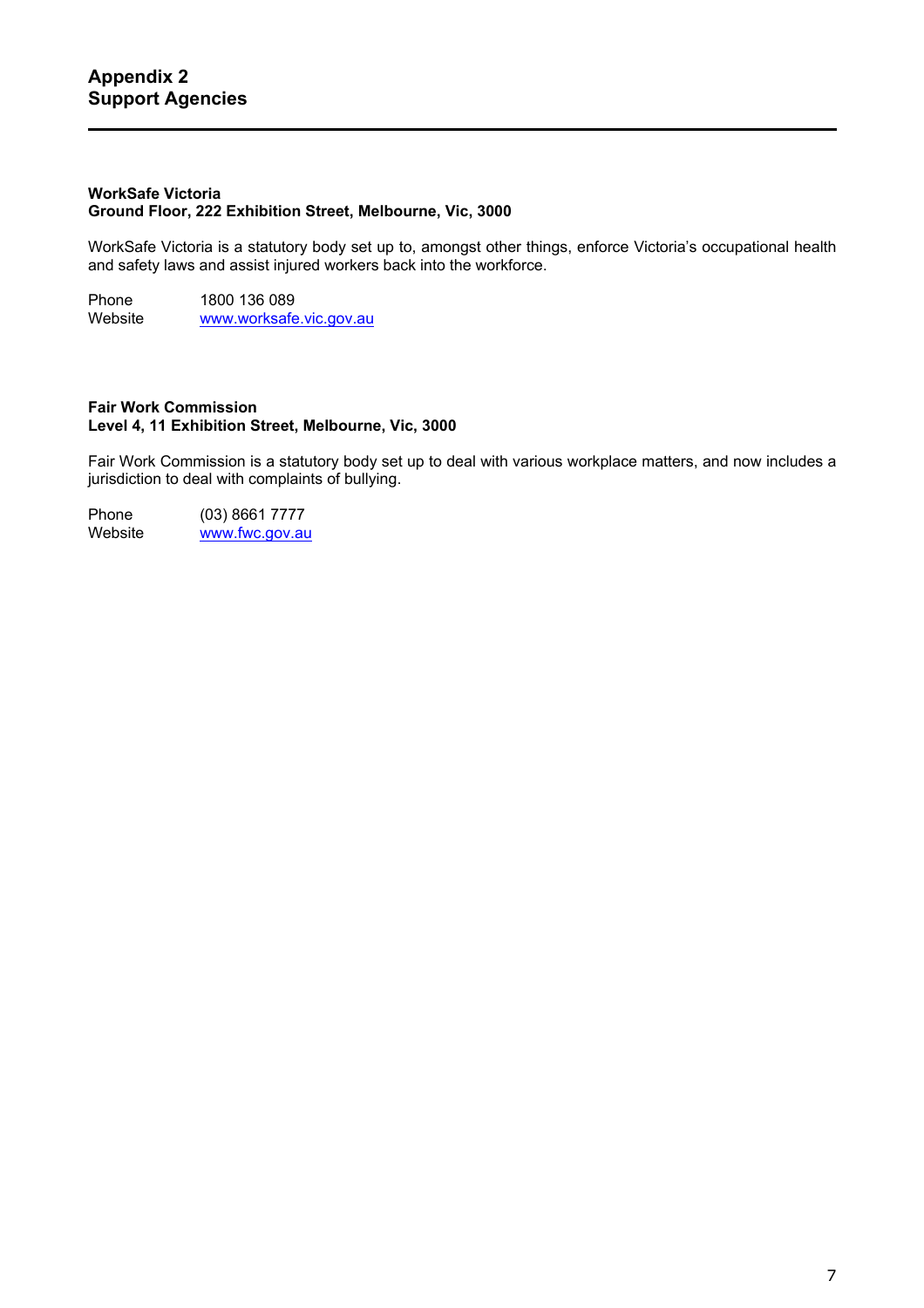# Appendix 2
# Support Agencies

**WorkSafe Victoria**
**Ground Floor, 222 Exhibition Street, Melbourne, Vic, 3000**

WorkSafe Victoria is a statutory body set up to, amongst other things, enforce Victoria's occupational health and safety laws and assist injured workers back into the workforce.

Phone 1800 136 089
Website www.worksafe.vic.gov.au

**Fair Work Commission**
**Level 4, 11 Exhibition Street, Melbourne, Vic, 3000**

Fair Work Commission is a statutory body set up to deal with various workplace matters, and now includes a jurisdiction to deal with complaints of bullying.

Phone (03) 8661 7777
Website www.fwc.gov.au